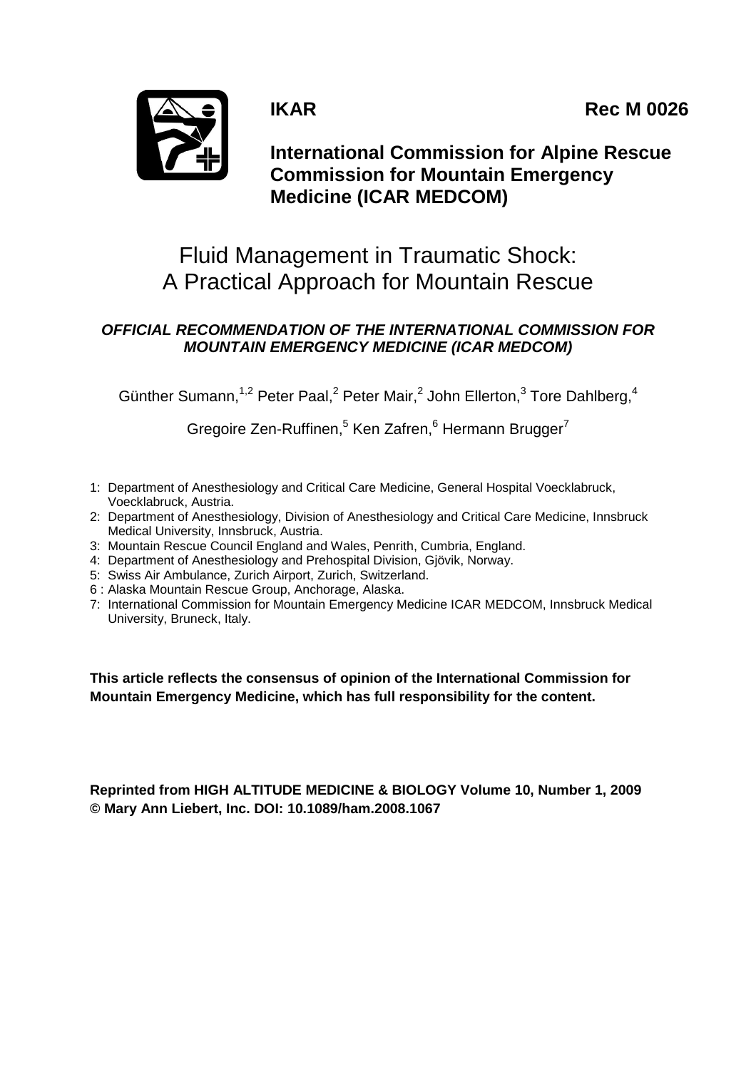**IKAR** **Rec M 0026**

**International Commission for Alpine Rescue Commission for Mountain Emergency Medicine (ICAR MEDCOM)**

# Fluid Management in Traumatic Shock: A Practical Approach for Mountain Rescue

***OFFICIAL RECOMMENDATION OF THE INTERNATIONAL COMMISSION FOR MOUNTAIN EMERGENCY MEDICINE (ICAR MEDCOM)***

Günther Sumann,[1,2] Peter Paal,[2] Peter Mair,[2] John Ellerton,[3] Tore Dahlberg,[4]

Gregoire Zen-Ruffinen,[5] Ken Zafren,[6] Hermann Brugger[7]

1: Department of Anesthesiology and Critical Care Medicine, General Hospital Voecklabruck, Voecklabruck, Austria.
2: Department of Anesthesiology, Division of Anesthesiology and Critical Care Medicine, Innsbruck Medical University, Innsbruck, Austria.
3: Mountain Rescue Council England and Wales, Penrith, Cumbria, England.
4: Department of Anesthesiology and Prehospital Division, Gjövik, Norway.
5: Swiss Air Ambulance, Zurich Airport, Zurich, Switzerland.
6 : Alaska Mountain Rescue Group, Anchorage, Alaska.
7: International Commission for Mountain Emergency Medicine ICAR MEDCOM, Innsbruck Medical University, Bruneck, Italy.

**This article reflects the consensus of opinion of the International Commission for Mountain Emergency Medicine, which has full responsibility for the content.**

**Reprinted from HIGH ALTITUDE MEDICINE & BIOLOGY Volume 10, Number 1, 2009 © Mary Ann Liebert, Inc. DOI: 10.1089/ham.2008.1067**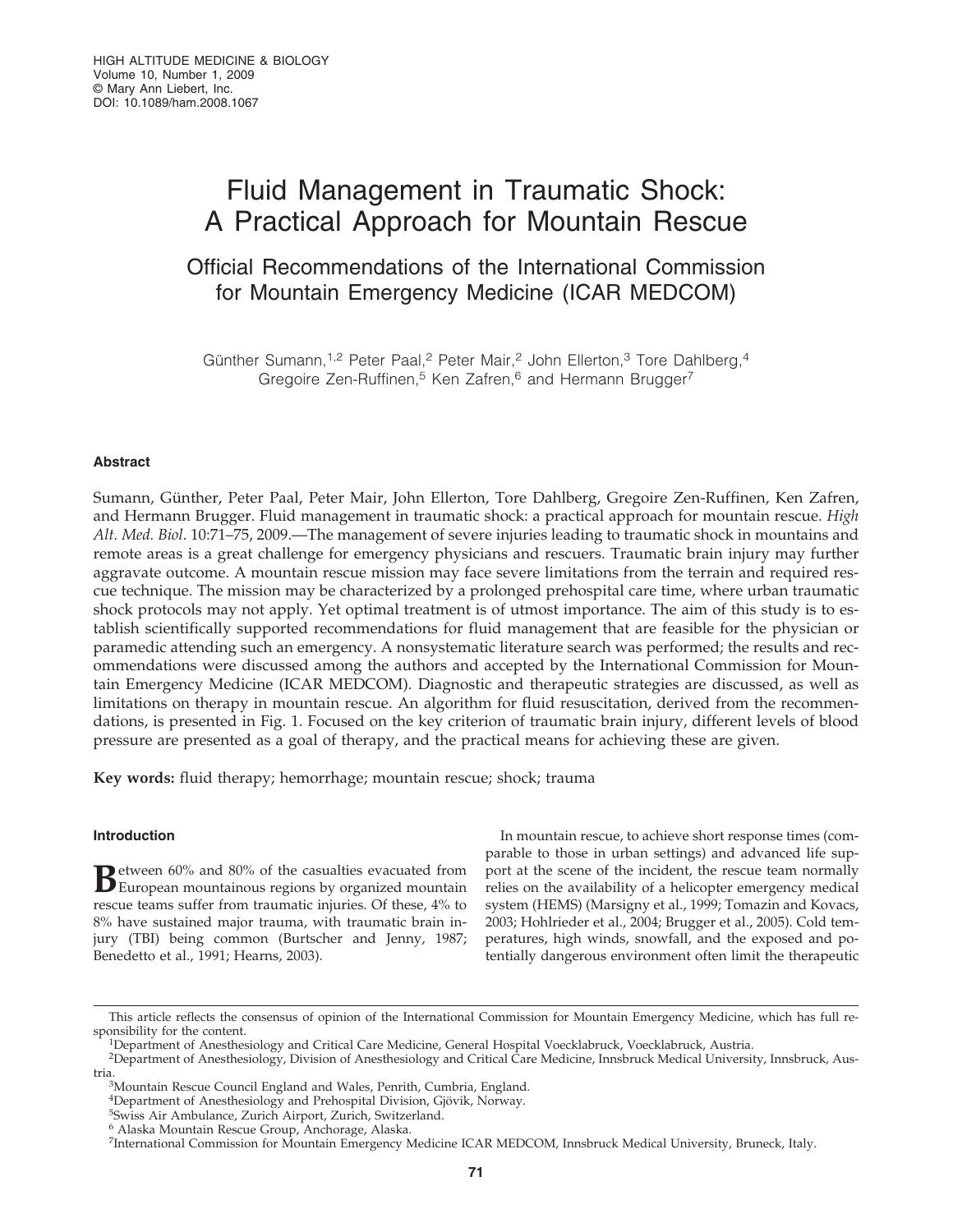# Fluid Management in Traumatic Shock: A Practical Approach for Mountain Rescue

## Official Recommendations of the International Commission for Mountain Emergency Medicine (ICAR MEDCOM)

Günther Sumann,[1,2] Peter Paal,[2] Peter Mair,[2] John Ellerton,[3] Tore Dahlberg,[4] Gregoire Zen-Ruffinen,[5] Ken Zafren,[6] and Hermann Brugger[7]

### Abstract

Sumann, Günther, Peter Paal, Peter Mair, John Ellerton, Tore Dahlberg, Gregoire Zen-Ruffinen, Ken Zafren, and Hermann Brugger. Fluid management in traumatic shock: a practical approach for mountain rescue. *High Alt. Med. Biol.* 10:71–75, 2009.—The management of severe injuries leading to traumatic shock in mountains and remote areas is a great challenge for emergency physicians and rescuers. Traumatic brain injury may further aggravate outcome. A mountain rescue mission may face severe limitations from the terrain and required rescue technique. The mission may be characterized by a prolonged prehospital care time, where urban traumatic shock protocols may not apply. Yet optimal treatment is of utmost importance. The aim of this study is to establish scientifically supported recommendations for fluid management that are feasible for the physician or paramedic attending such an emergency. A nonsystematic literature search was performed; the results and recommendations were discussed among the authors and accepted by the International Commission for Mountain Emergency Medicine (ICAR MEDCOM). Diagnostic and therapeutic strategies are discussed, as well as limitations on therapy in mountain rescue. An algorithm for fluid resuscitation, derived from the recommendations, is presented in Fig. 1. Focused on the key criterion of traumatic brain injury, different levels of blood pressure are presented as a goal of therapy, and the practical means for achieving these are given.

**Key words:** fluid therapy; hemorrhage; mountain rescue; shock; trauma

### Introduction

Between 60% and 80% of the casualties evacuated from European mountainous regions by organized mountain rescue teams suffer from traumatic injuries. Of these, 4% to 8% have sustained major trauma, with traumatic brain injury (TBI) being common (Burtscher and Jenny, 1987; Benedetto et al., 1991; Hearns, 2003).

In mountain rescue, to achieve short response times (comparable to those in urban settings) and advanced life support at the scene of the incident, the rescue team normally relies on the availability of a helicopter emergency medical system (HEMS) (Marsigny et al., 1999; Tomazin and Kovacs, 2003; Hohlrieder et al., 2004; Brugger et al., 2005). Cold temperatures, high winds, snowfall, and the exposed and potentially dangerous environment often limit the therapeutic

---

This article reflects the consensus of opinion of the International Commission for Mountain Emergency Medicine, which has full responsibility for the content.

[1]Department of Anesthesiology and Critical Care Medicine, General Hospital Voecklabruck, Voecklabruck, Austria.

[2]Department of Anesthesiology, Division of Anesthesiology and Critical Care Medicine, Innsbruck Medical University, Innsbruck, Austria.

[3]Mountain Rescue Council England and Wales, Penrith, Cumbria, England.

[4]Department of Anesthesiology and Prehospital Division, Gjövik, Norway.

[5]Swiss Air Ambulance, Zurich Airport, Zurich, Switzerland.

[6]Alaska Mountain Rescue Group, Anchorage, Alaska.

[7]International Commission for Mountain Emergency Medicine ICAR MEDCOM, Innsbruck Medical University, Bruneck, Italy.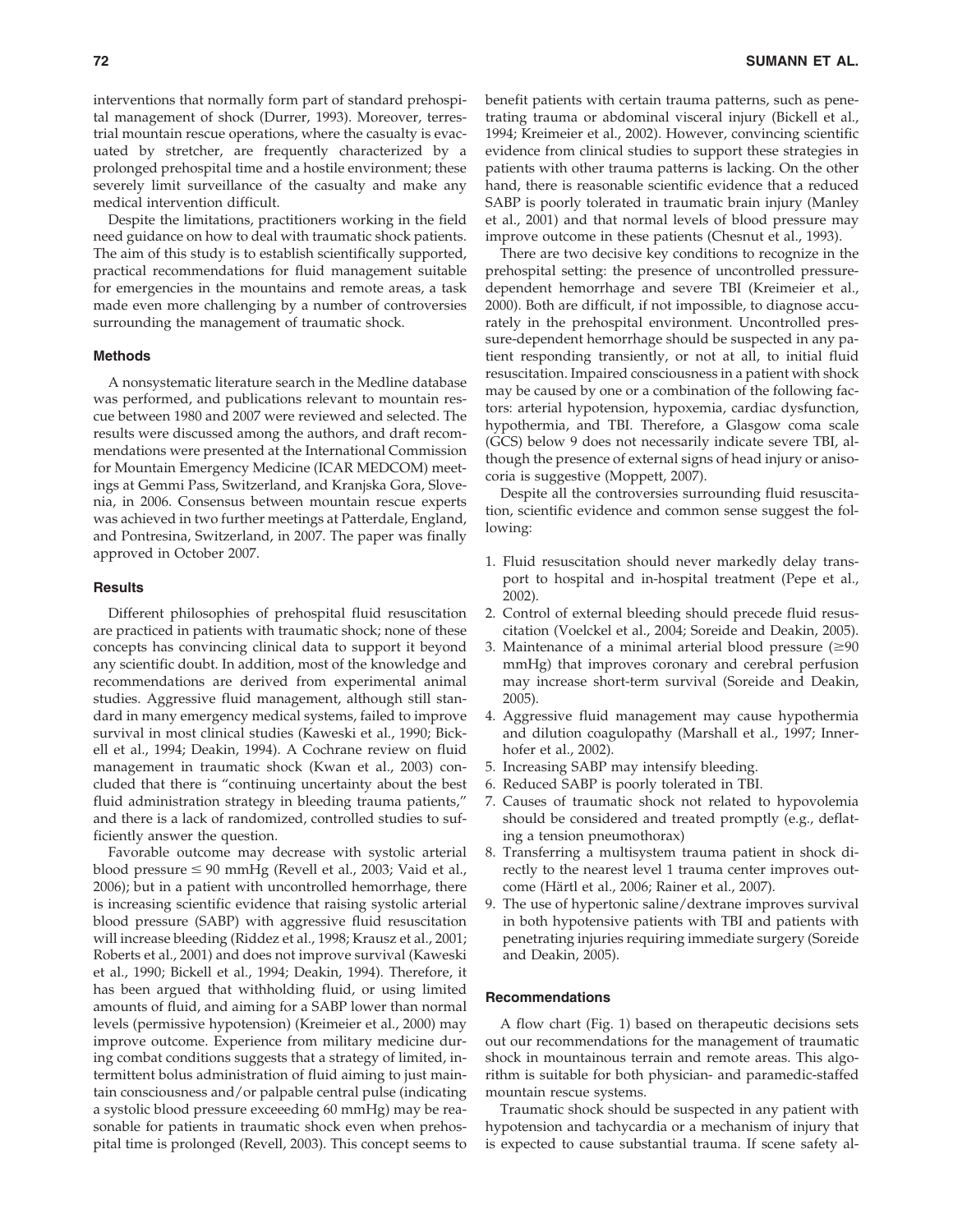interventions that normally form part of standard prehospital management of shock (Durrer, 1993). Moreover, terrestrial mountain rescue operations, where the casualty is evacuated by stretcher, are frequently characterized by a prolonged prehospital time and a hostile environment; these severely limit surveillance of the casualty and make any medical intervention difficult.

Despite the limitations, practitioners working in the field need guidance on how to deal with traumatic shock patients. The aim of this study is to establish scientifically supported, practical recommendations for fluid management suitable for emergencies in the mountains and remote areas, a task made even more challenging by a number of controversies surrounding the management of traumatic shock.

### Methods

A nonsystematic literature search in the Medline database was performed, and publications relevant to mountain rescue between 1980 and 2007 were reviewed and selected. The results were discussed among the authors, and draft recommendations were presented at the International Commission for Mountain Emergency Medicine (ICAR MEDCOM) meetings at Gemmi Pass, Switzerland, and Kranjska Gora, Slovenia, in 2006. Consensus between mountain rescue experts was achieved in two further meetings at Patterdale, England, and Pontresina, Switzerland, in 2007. The paper was finally approved in October 2007.

### Results

Different philosophies of prehospital fluid resuscitation are practiced in patients with traumatic shock; none of these concepts has convincing clinical data to support it beyond any scientific doubt. In addition, most of the knowledge and recommendations are derived from experimental animal studies. Aggressive fluid management, although still standard in many emergency medical systems, failed to improve survival in most clinical studies (Kaweski et al., 1990; Bickell et al., 1994; Deakin, 1994). A Cochrane review on fluid management in traumatic shock (Kwan et al., 2003) concluded that there is "continuing uncertainty about the best fluid administration strategy in bleeding trauma patients," and there is a lack of randomized, controlled studies to sufficiently answer the question.

Favorable outcome may decrease with systolic arterial blood pressure ≤ 90 mmHg (Revell et al., 2003; Vaid et al., 2006); but in a patient with uncontrolled hemorrhage, there is increasing scientific evidence that raising systolic arterial blood pressure (SABP) with aggressive fluid resuscitation will increase bleeding (Riddez et al., 1998; Krausz et al., 2001; Roberts et al., 2001) and does not improve survival (Kaweski et al., 1990; Bickell et al., 1994; Deakin, 1994). Therefore, it has been argued that withholding fluid, or using limited amounts of fluid, and aiming for a SABP lower than normal levels (permissive hypotension) (Kreimeier et al., 2000) may improve outcome. Experience from military medicine during combat conditions suggests that a strategy of limited, intermittent bolus administration of fluid aiming to just maintain consciousness and/or palpable central pulse (indicating a systolic blood pressure exceeeding 60 mmHg) may be reasonable for patients in traumatic shock even when prehospital time is prolonged (Revell, 2003). This concept seems to benefit patients with certain trauma patterns, such as penetrating trauma or abdominal visceral injury (Bickell et al., 1994; Kreimeier et al., 2002). However, convincing scientific evidence from clinical studies to support these strategies in patients with other trauma patterns is lacking. On the other hand, there is reasonable scientific evidence that a reduced SABP is poorly tolerated in traumatic brain injury (Manley et al., 2001) and that normal levels of blood pressure may improve outcome in these patients (Chesnut et al., 1993).

There are two decisive key conditions to recognize in the prehospital setting: the presence of uncontrolled pressure-dependent hemorrhage and severe TBI (Kreimeier et al., 2000). Both are difficult, if not impossible, to diagnose accurately in the prehospital environment. Uncontrolled pressure-dependent hemorrhage should be suspected in any patient responding transiently, or not at all, to initial fluid resuscitation. Impaired consciousness in a patient with shock may be caused by one or a combination of the following factors: arterial hypotension, hypoxemia, cardiac dysfunction, hypothermia, and TBI. Therefore, a Glasgow coma scale (GCS) below 9 does not necessarily indicate severe TBI, although the presence of external signs of head injury or anisocoria is suggestive (Moppett, 2007).

Despite all the controversies surrounding fluid resuscitation, scientific evidence and common sense suggest the following:

1. Fluid resuscitation should never markedly delay transport to hospital and in-hospital treatment (Pepe et al., 2002).
2. Control of external bleeding should precede fluid resuscitation (Voelckel et al., 2004; Soreide and Deakin, 2005).
3. Maintenance of a minimal arterial blood pressure (≥90 mmHg) that improves coronary and cerebral perfusion may increase short-term survival (Soreide and Deakin, 2005).
4. Aggressive fluid management may cause hypothermia and dilution coagulopathy (Marshall et al., 1997; Innerhofer et al., 2002).
5. Increasing SABP may intensify bleeding.
6. Reduced SABP is poorly tolerated in TBI.
7. Causes of traumatic shock not related to hypovolemia should be considered and treated promptly (e.g., deflating a tension pneumothorax)
8. Transferring a multisystem trauma patient in shock directly to the nearest level 1 trauma center improves outcome (Härtl et al., 2006; Rainer et al., 2007).
9. The use of hypertonic saline/dextrane improves survival in both hypotensive patients with TBI and patients with penetrating injuries requiring immediate surgery (Soreide and Deakin, 2005).

### Recommendations

A flow chart (Fig. 1) based on therapeutic decisions sets out our recommendations for the management of traumatic shock in mountainous terrain and remote areas. This algorithm is suitable for both physician- and paramedic-staffed mountain rescue systems.

Traumatic shock should be suspected in any patient with hypotension and tachycardia or a mechanism of injury that is expected to cause substantial trauma. If scene safety al-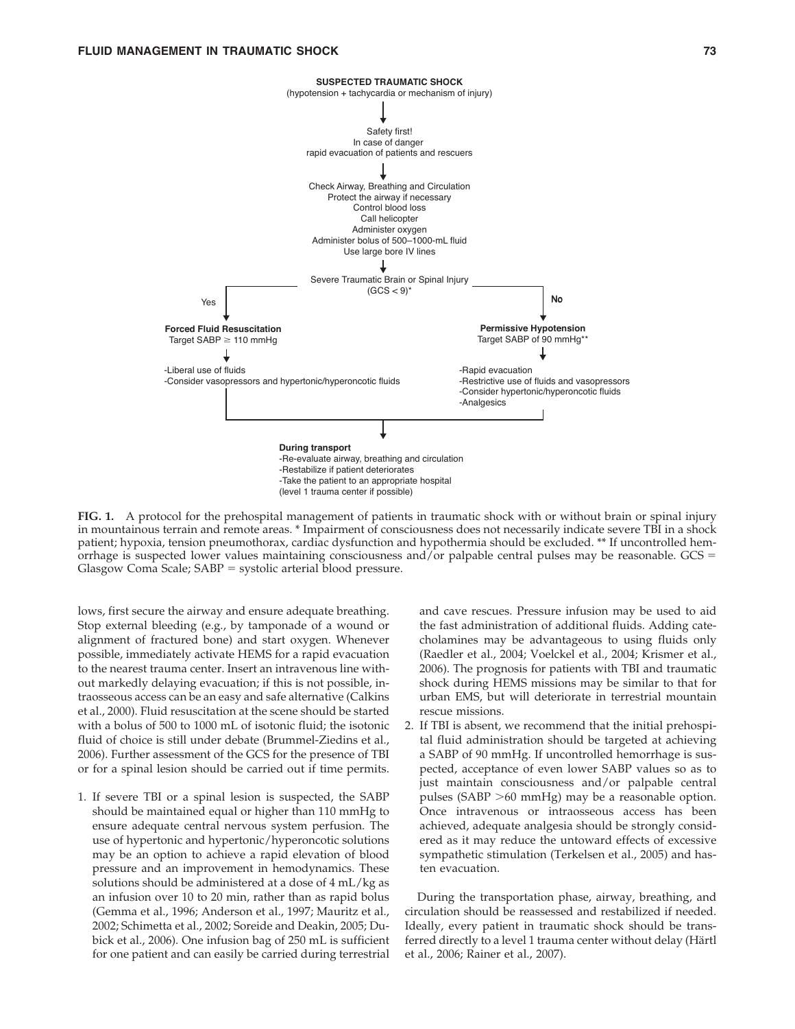**SUSPECTED TRAUMATIC SHOCK**
(hypotension + tachycardia or mechanism of injury)

↓

Safety first!
In case of danger
rapid evacuation of patients and rescuers

↓

Check Airway, Breathing and Circulation
Protect the airway if necessary
Control blood loss
Call helicopter
Administer oxygen
Administer bolus of 500–1000-mL fluid
Use large bore IV lines

↓

Severe Traumatic Brain or Spinal Injury
(GCS < 9)*

**Yes** → **Forced Fluid Resuscitation**
Target SABP ≥ 110 mmHg

- Liberal use of fluids
- Consider vasopressors and hypertonic/hyperoncotic fluids

**No** → **Permissive Hypotension**
Target SABP of 90 mmHg**

- Rapid evacuation
- Restrictive use of fluids and vasopressors
- Consider hypertonic/hyperoncotic fluids
- Analgesics

↓

**During transport**
- Re-evaluate airway, breathing and circulation
- Restabilize if patient deteriorates
- Take the patient to an appropriate hospital (level 1 trauma center if possible)

**FIG. 1.** A protocol for the prehospital management of patients in traumatic shock with or without brain or spinal injury in mountainous terrain and remote areas. * Impairment of consciousness does not necessarily indicate severe TBI in a shock patient; hypoxia, tension pneumothorax, cardiac dysfunction and hypothermia should be excluded. ** If uncontrolled hemorrhage is suspected lower values maintaining consciousness and/or palpable central pulses may be reasonable. GCS = Glasgow Coma Scale; SABP = systolic arterial blood pressure.

lows, first secure the airway and ensure adequate breathing. Stop external bleeding (e.g., by tamponade of a wound or alignment of fractured bone) and start oxygen. Whenever possible, immediately activate HEMS for a rapid evacuation to the nearest trauma center. Insert an intravenous line without markedly delaying evacuation; if this is not possible, intraosseous access can be an easy and safe alternative (Calkins et al., 2000). Fluid resuscitation at the scene should be started with a bolus of 500 to 1000 mL of isotonic fluid; the isotonic fluid of choice is still under debate (Brummel-Ziedins et al., 2006). Further assessment of the GCS for the presence of TBI or for a spinal lesion should be carried out if time permits.

1. If severe TBI or a spinal lesion is suspected, the SABP should be maintained equal or higher than 110 mmHg to ensure adequate central nervous system perfusion. The use of hypertonic and hypertonic/hyperoncotic solutions may be an option to achieve a rapid elevation of blood pressure and an improvement in hemodynamics. These solutions should be administered at a dose of 4 mL/kg as an infusion over 10 to 20 min, rather than as rapid bolus (Gemma et al., 1996; Anderson et al., 1997; Mauritz et al., 2002; Schimetta et al., 2002; Soreide and Deakin, 2005; Dubick et al., 2006). One infusion bag of 250 mL is sufficient for one patient and can easily be carried during terrestrial and cave rescues. Pressure infusion may be used to aid the fast administration of additional fluids. Adding catecholamines may be advantageous to using fluids only (Raedler et al., 2004; Voelckel et al., 2004; Krismer et al., 2006). The prognosis for patients with TBI and traumatic shock during HEMS missions may be similar to that for urban EMS, but will deteriorate in terrestrial mountain rescue missions.
2. If TBI is absent, we recommend that the initial prehospital fluid administration should be targeted at achieving a SABP of 90 mmHg. If uncontrolled hemorrhage is suspected, acceptance of even lower SABP values so as to just maintain consciousness and/or palpable central pulses (SABP >60 mmHg) may be a reasonable option. Once intravenous or intraosseous access has been achieved, adequate analgesia should be strongly considered as it may reduce the untoward effects of excessive sympathetic stimulation (Terkelsen et al., 2005) and hasten evacuation.

During the transportation phase, airway, breathing, and circulation should be reassessed and restabilized if needed. Ideally, every patient in traumatic shock should be transferred directly to a level 1 trauma center without delay (Härtl et al., 2006; Rainer et al., 2007).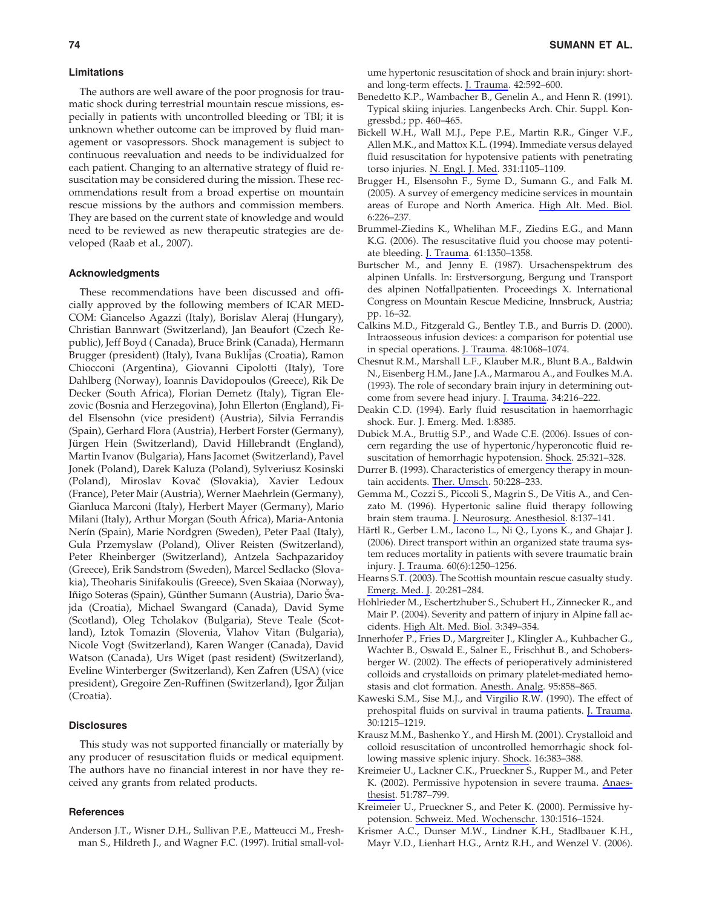### Limitations

The authors are well aware of the poor prognosis for traumatic shock during terrestrial mountain rescue missions, especially in patients with uncontrolled bleeding or TBI; it is unknown whether outcome can be improved by fluid management or vasopressors. Shock management is subject to continuous reevaluation and needs to be individualzed for each patient. Changing to an alternative strategy of fluid resuscitation may be considered during the mission. These recommendations result from a broad expertise on mountain rescue missions by the authors and commission members. They are based on the current state of knowledge and would need to be reviewed as new therapeutic strategies are developed (Raab et al., 2007).

### Acknowledgments

These recommendations have been discussed and officially approved by the following members of ICAR MEDCOM: Giancelso Agazzi (Italy), Borislav Aleraj (Hungary), Christian Bannwart (Switzerland), Jan Beaufort (Czech Republic), Jeff Boyd ( Canada), Bruce Brink (Canada), Hermann Brugger (president) (Italy), Ivana Buklîjas (Croatia), Ramon Chiocconi (Argentina), Giovanni Cipolotti (Italy), Tore Dahlberg (Norway), Ioannis Davidopoulos (Greece), Rik De Decker (South Africa), Florian Demetz (Italy), Tigran Elezovic (Bosnia and Herzegovina), John Ellerton (England), Fidel Elsensohn (vice president) (Austria), Silvia Ferrandis (Spain), Gerhard Flora (Austria), Herbert Forster (Germany), Jürgen Hein (Switzerland), David Hillebrandt (England), Martin Ivanov (Bulgaria), Hans Jacomet (Switzerland), Pavel Jonek (Poland), Darek Kaluza (Poland), Sylveriusz Kosinski (Poland), Miroslav Kovač (Slovakia), Xavier Ledoux (France), Peter Mair (Austria), Werner Maehrlein (Germany), Gianluca Marconi (Italy), Herbert Mayer (Germany), Mario Milani (Italy), Arthur Morgan (South Africa), Maria-Antonia Nerín (Spain), Marie Nordgren (Sweden), Peter Paal (Italy), Gula Przemyslaw (Poland), Oliver Reisten (Switzerland), Peter Rheinberger (Switzerland), Antzela Sachpazaridoy (Greece), Erik Sandstrom (Sweden), Marcel Sedlacko (Slovakia), Theoharis Sinifakoulis (Greece), Sven Skaiaa (Norway), Iñigo Soteras (Spain), Günther Sumann (Austria), Dario Švajda (Croatia), Michael Swangard (Canada), David Syme (Scotland), Oleg Tcholakov (Bulgaria), Steve Teale (Scotland), Iztok Tomazin (Slovenia, Vlahov Vitan (Bulgaria), Nicole Vogt (Switzerland), Karen Wanger (Canada), David Watson (Canada), Urs Wiget (past resident) (Switzerland), Eveline Winterberger (Switzerland), Ken Zafren (USA) (vice president), Gregoire Zen-Ruffinen (Switzerland), Igor Žuljan (Croatia).

### Disclosures

This study was not supported financially or materially by any producer of resuscitation fluids or medical equipment. The authors have no financial interest in nor have they received any grants from related products.

### References

Anderson J.T., Wisner D.H., Sullivan P.E., Matteucci M., Freshman S., Hildreth J., and Wagner F.C. (1997). Initial small-volume hypertonic resuscitation of shock and brain injury: short- and long-term effects. J. Trauma. 42:592–600.

Benedetto K.P., Wambacher B., Genelin A., and Henn R. (1991). Typical skiing injuries. Langenbecks Arch. Chir. Suppl. Kongressbd.; pp. 460–465.

Bickell W.H., Wall M.J., Pepe P.E., Martin R.R., Ginger V.F., Allen M.K., and Mattox K.L. (1994). Immediate versus delayed fluid resuscitation for hypotensive patients with penetrating torso injuries. N. Engl. J. Med. 331:1105–1109.

Brugger H., Elsensohn F., Syme D., Sumann G., and Falk M. (2005). A survey of emergency medicine services in mountain areas of Europe and North America. High Alt. Med. Biol. 6:226–237.

Brummel-Ziedins K., Whelihan M.F., Ziedins E.G., and Mann K.G. (2006). The resuscitative fluid you choose may potentiate bleeding. J. Trauma. 61:1350–1358.

Burtscher M., and Jenny E. (1987). Ursachenspektrum des alpinen Unfalls. In: Erstversorgung, Bergung und Transport des alpinen Notfallpatienten. Proceedings X. International Congress on Mountain Rescue Medicine, Innsbruck, Austria; pp. 16–32.

Calkins M.D., Fitzgerald G., Bentley T.B., and Burris D. (2000). Intraosseous infusion devices: a comparison for potential use in special operations. J. Trauma. 48:1068–1074.

Chesnut R.M., Marshall L.F., Klauber M.R., Blunt B.A., Baldwin N., Eisenberg H.M., Jane J.A., Marmarou A., and Foulkes M.A. (1993). The role of secondary brain injury in determining outcome from severe head injury. J. Trauma. 34:216–222.

Deakin C.D. (1994). Early fluid resuscitation in haemorrhagic shock. Eur. J. Emerg. Med. 1:8385.

Dubick M.A., Bruttig S.P., and Wade C.E. (2006). Issues of concern regarding the use of hypertonic/hyperoncotic fluid resuscitation of hemorrhagic hypotension. Shock. 25:321–328.

Durrer B. (1993). Characteristics of emergency therapy in mountain accidents. Ther. Umsch. 50:228–233.

Gemma M., Cozzi S., Piccoli S., Magrin S., De Vitis A., and Cenzato M. (1996). Hypertonic saline fluid therapy following brain stem trauma. J. Neurosurg. Anesthesiol. 8:137–141.

Härtl R., Gerber L.M., Iacono L., Ni Q., Lyons K., and Ghajar J. (2006). Direct transport within an organized state trauma system reduces mortality in patients with severe traumatic brain injury. J. Trauma. 60(6):1250–1256.

Hearns S.T. (2003). The Scottish mountain rescue casualty study. Emerg. Med. J. 20:281–284.

Hohlrieder M., Eschertzhuber S., Schubert H., Zinnecker R., and Mair P. (2004). Severity and pattern of injury in Alpine fall accidents. High Alt. Med. Biol. 3:349–354.

Innerhofer P., Fries D., Margreiter J., Klingler A., Kuhbacher G., Wachter B., Oswald E., Salner E., Frischhut B., and Schobersberger W. (2002). The effects of perioperatively administered colloids and crystalloids on primary platelet-mediated hemostasis and clot formation. Anesth. Analg. 95:858–865.

Kaweski S.M., Sise M.J., and Virgilio R.W. (1990). The effect of prehospital fluids on survival in trauma patients. J. Trauma. 30:1215–1219.

Krausz M.M., Bashenko Y., and Hirsh M. (2001). Crystalloid and colloid resuscitation of uncontrolled hemorrhagic shock following massive splenic injury. Shock. 16:383–388.

Kreimeier U., Lackner C.K., Prueckner S., Rupper M., and Peter K. (2002). Permissive hypotension in severe trauma. Anaesthesist. 51:787–799.

Kreimeier U., Prueckner S., and Peter K. (2000). Permissive hypotension. Schweiz. Med. Wochenschr. 130:1516–1524.

Krismer A.C., Dunser M.W., Lindner K.H., Stadlbauer K.H., Mayr V.D., Lienhart H.G., Arntz R.H., and Wenzel V. (2006).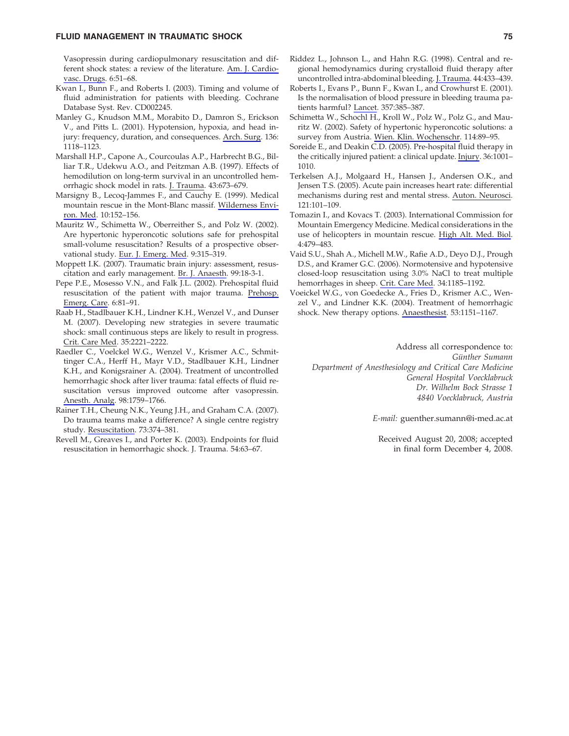Vasopressin during cardiopulmonary resuscitation and different shock states: a review of the literature. Am. J. Cardiovasc. Drugs. 6:51–68.

Kwan I., Bunn F., and Roberts I. (2003). Timing and volume of fluid administration for patients with bleeding. Cochrane Database Syst. Rev. CD002245.

Manley G., Knudson M.M., Morabito D., Damron S., Erickson V., and Pitts L. (2001). Hypotension, hypoxia, and head injury: frequency, duration, and consequences. Arch. Surg. 136: 1118–1123.

Marshall H.P., Capone A., Courcoulas A.P., Harbrecht B.G., Billiar T.R., Udekwu A.O., and Peitzman A.B. (1997). Effects of hemodilution on long-term survival in an uncontrolled hemorrhagic shock model in rats. J. Trauma. 43:673–679.

Marsigny B., Lecoq-Jammes F., and Cauchy E. (1999). Medical mountain rescue in the Mont-Blanc massif. Wilderness Environ. Med. 10:152–156.

Mauritz W., Schimetta W., Oberreither S., and Polz W. (2002). Are hypertonic hyperoncotic solutions safe for prehospital small-volume resuscitation? Results of a prospective observational study. Eur. J. Emerg. Med. 9:315–319.

Moppett I.K. (2007). Traumatic brain injury: assessment, resuscitation and early management. Br. J. Anaesth. 99:18-3-1.

Pepe P.E., Mosesso V.N., and Falk J.L. (2002). Prehospital fluid resuscitation of the patient with major trauma. Prehosp. Emerg. Care. 6:81–91.

Raab H., Stadlbauer K.H., Lindner K.H., Wenzel V., and Dunser M. (2007). Developing new strategies in severe traumatic shock: small continuous steps are likely to result in progress. Crit. Care Med. 35:2221–2222.

Raedler C., Voelckel W.G., Wenzel V., Krismer A.C., Schmittinger C.A., Herff H., Mayr V.D., Stadlbauer K.H., Lindner K.H., and Konigsrainer A. (2004). Treatment of uncontrolled hemorrhagic shock after liver trauma: fatal effects of fluid resuscitation versus improved outcome after vasopressin. Anesth. Analg. 98:1759–1766.

Rainer T.H., Cheung N.K., Yeung J.H., and Graham C.A. (2007). Do trauma teams make a difference? A single centre registry study. Resuscitation. 73:374–381.

Revell M., Greaves I., and Porter K. (2003). Endpoints for fluid resuscitation in hemorrhagic shock. J. Trauma. 54:63–67.

Riddez L., Johnson L., and Hahn R.G. (1998). Central and regional hemodynamics during crystalloid fluid therapy after uncontrolled intra-abdominal bleeding. J. Trauma. 44:433–439.

Roberts I., Evans P., Bunn F., Kwan I., and Crowhurst E. (2001). Is the normalisation of blood pressure in bleeding trauma patients harmful? Lancet. 357:385–387.

Schimetta W., Schochl H., Kroll W., Polz W., Polz G., and Mauritz W. (2002). Safety of hypertonic hyperoncotic solutions: a survey from Austria. Wien. Klin. Wochenschr. 114:89–95.

Soreide E., and Deakin C.D. (2005). Pre-hospital fluid therapy in the critically injured patient: a clinical update. Injury. 36:1001–1010.

Terkelsen A.J., Molgaard H., Hansen J., Andersen O.K., and Jensen T.S. (2005). Acute pain increases heart rate: differential mechanisms during rest and mental stress. Auton. Neurosci. 121:101–109.

Tomazin I., and Kovacs T. (2003). International Commission for Mountain Emergency Medicine. Medical considerations in the use of helicopters in mountain rescue. High Alt. Med. Biol. 4:479–483.

Vaid S.U., Shah A., Michell M.W., Rafie A.D., Deyo D.J., Prough D.S., and Kramer G.C. (2006). Normotensive and hypotensive closed-loop resuscitation using 3.0% NaCl to treat multiple hemorrhages in sheep. Crit. Care Med. 34:1185–1192.

Voeickel W.G., von Goedecke A., Fries D., Krismer A.C., Wenzel V., and Lindner K.K. (2004). Treatment of hemorrhagic shock. New therapy options. Anaesthesist. 53:1151–1167.

Address all correspondence to:
*Günther Sumann*
*Department of Anesthesiology and Critical Care Medicine*
*General Hospital Voecklabruck*
*Dr. Wilhelm Bock Strasse 1*
*4840 Voecklabruck, Austria*

*E-mail:* guenther.sumann@i-med.ac.at

Received August 20, 2008; accepted in final form December 4, 2008.